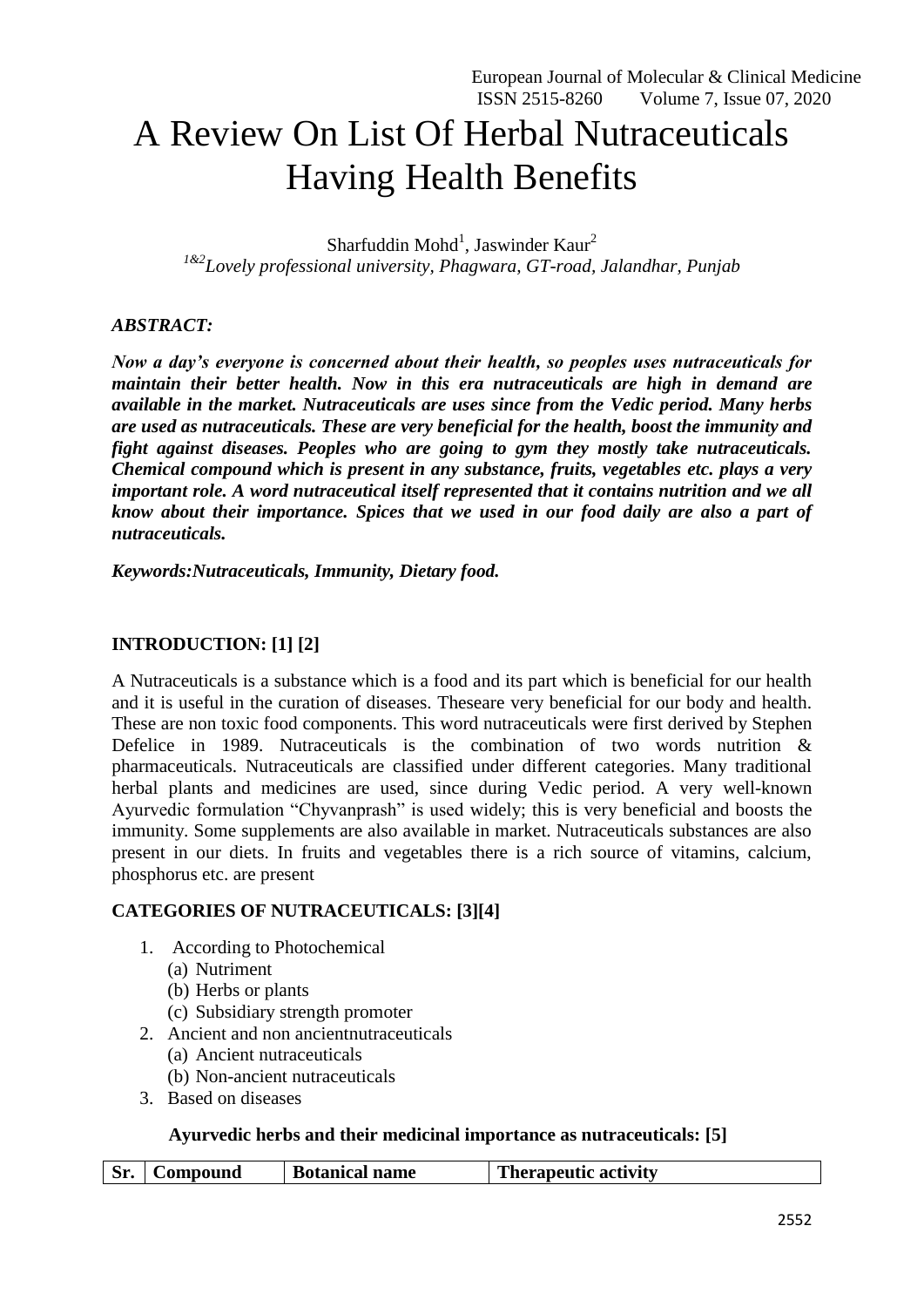# A Review On List Of Herbal Nutraceuticals Having Health Benefits

Sharfuddin Mohd[1], Jaswinder Kaur[2]

[1&2]*Lovely professional university, Phagwara, GT-road, Jalandhar, Punjab*

***ABSTRACT:***

***Now a day's everyone is concerned about their health, so peoples uses nutraceuticals for maintain their better health. Now in this era nutraceuticals are high in demand are available in the market. Nutraceuticals are uses since from the Vedic period. Many herbs are used as nutraceuticals. These are very beneficial for the health, boost the immunity and fight against diseases. Peoples who are going to gym they mostly take nutraceuticals. Chemical compound which is present in any substance, fruits, vegetables etc. plays a very important role. A word nutraceutical itself represented that it contains nutrition and we all know about their importance. Spices that we used in our food daily are also a part of nutraceuticals.***

***Keywords:Nutraceuticals, Immunity, Dietary food.***

## INTRODUCTION: [1] [2]

A Nutraceuticals is a substance which is a food and its part which is beneficial for our health and it is useful in the curation of diseases. Theseare very beneficial for our body and health. These are non toxic food components. This word nutraceuticals were first derived by Stephen Defelice in 1989. Nutraceuticals is the combination of two words nutrition & pharmaceuticals. Nutraceuticals are classified under different categories. Many traditional herbal plants and medicines are used, since during Vedic period. A very well-known Ayurvedic formulation "Chyvanprash" is used widely; this is very beneficial and boosts the immunity. Some supplements are also available in market. Nutraceuticals substances are also present in our diets. In fruits and vegetables there is a rich source of vitamins, calcium, phosphorus etc. are present

## CATEGORIES OF NUTRACEUTICALS: [3][4]

1. According to Photochemical
   (a) Nutriment
   (b) Herbs or plants
   (c) Subsidiary strength promoter
2. Ancient and non ancientnutraceuticals
   (a) Ancient nutraceuticals
   (b) Non-ancient nutraceuticals
3. Based on diseases

### Ayurvedic herbs and their medicinal importance as nutraceuticals: [5]

| Sr. | Compound | Botanical name | Therapeutic activity |
|---|---|---|---|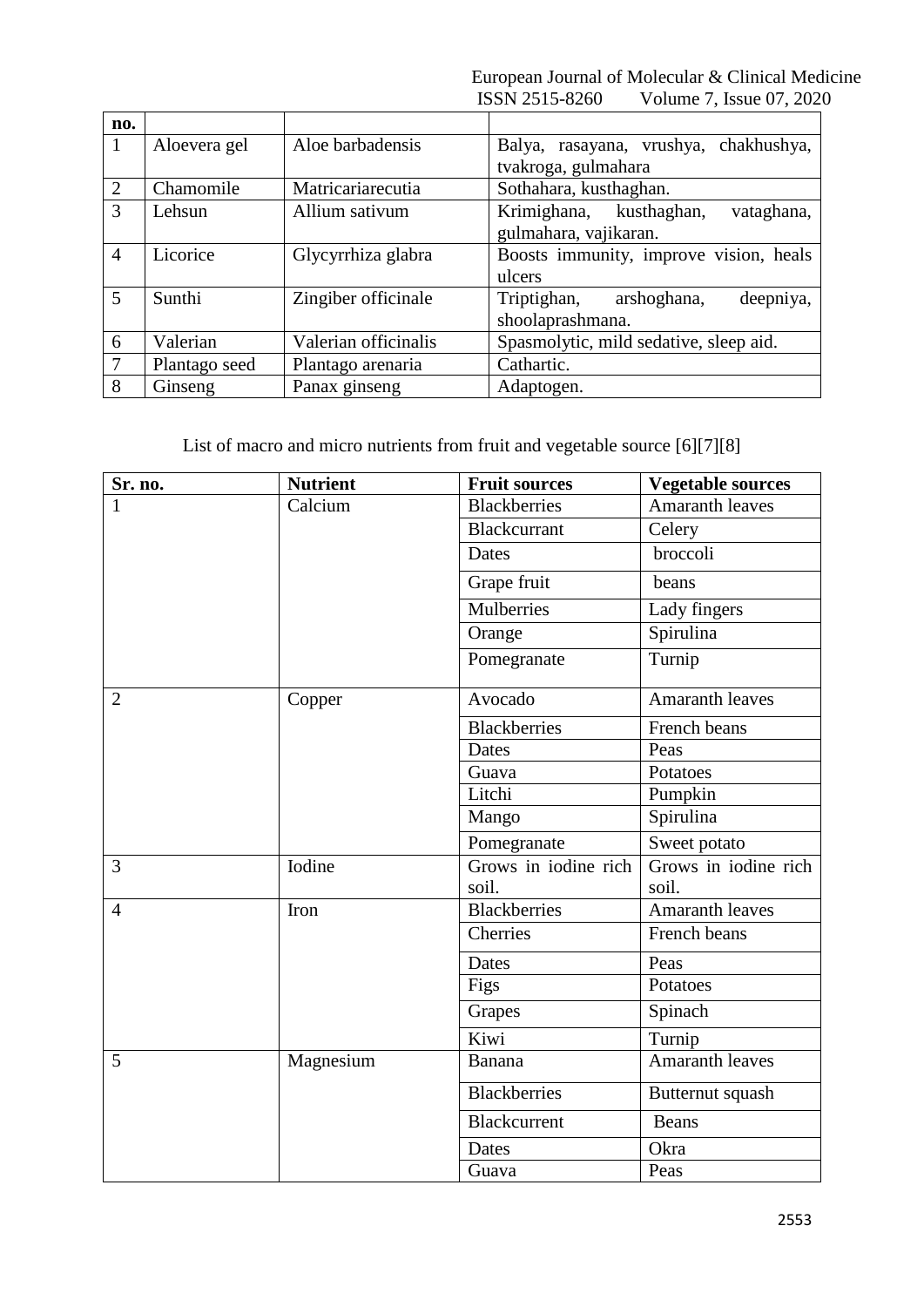| no. | | | |
|---|---|---|---|
| 1 | Aloevera gel | Aloe barbadensis | Balya, rasayana, vrushya, chakhushya, tvakroga, gulmahara |
| 2 | Chamomile | Matricariarecutia | Sothahara, kusthaghan. |
| 3 | Lehsun | Allium sativum | Krimighana, kusthaghan, vataghana, gulmahara, vajikaran. |
| 4 | Licorice | Glycyrrhiza glabra | Boosts immunity, improve vision, heals ulcers |
| 5 | Sunthi | Zingiber officinale | Triptighan, arshoghana, deepniya, shoolaprashmana. |
| 6 | Valerian | Valerian officinalis | Spasmolytic, mild sedative, sleep aid. |
| 7 | Plantago seed | Plantago arenaria | Cathartic. |
| 8 | Ginseng | Panax ginseng | Adaptogen. |

List of macro and micro nutrients from fruit and vegetable source [6][7][8]

| Sr. no. | Nutrient | Fruit sources | Vegetable sources |
|---|---|---|---|
| 1 | Calcium | Blackberries | Amaranth leaves |
| | | Blackcurrant | Celery |
| | | Dates | broccoli |
| | | Grape fruit | beans |
| | | Mulberries | Lady fingers |
| | | Orange | Spirulina |
| | | Pomegranate | Turnip |
| 2 | Copper | Avocado | Amaranth leaves |
| | | Blackberries | French beans |
| | | Dates | Peas |
| | | Guava | Potatoes |
| | | Litchi | Pumpkin |
| | | Mango | Spirulina |
| | | Pomegranate | Sweet potato |
| 3 | Iodine | Grows in iodine rich soil. | Grows in iodine rich soil. |
| 4 | Iron | Blackberries | Amaranth leaves |
| | | Cherries | French beans |
| | | Dates | Peas |
| | | Figs | Potatoes |
| | | Grapes | Spinach |
| | | Kiwi | Turnip |
| 5 | Magnesium | Banana | Amaranth leaves |
| | | Blackberries | Butternut squash |
| | | Blackcurrent | Beans |
| | | Dates | Okra |
| | | Guava | Peas |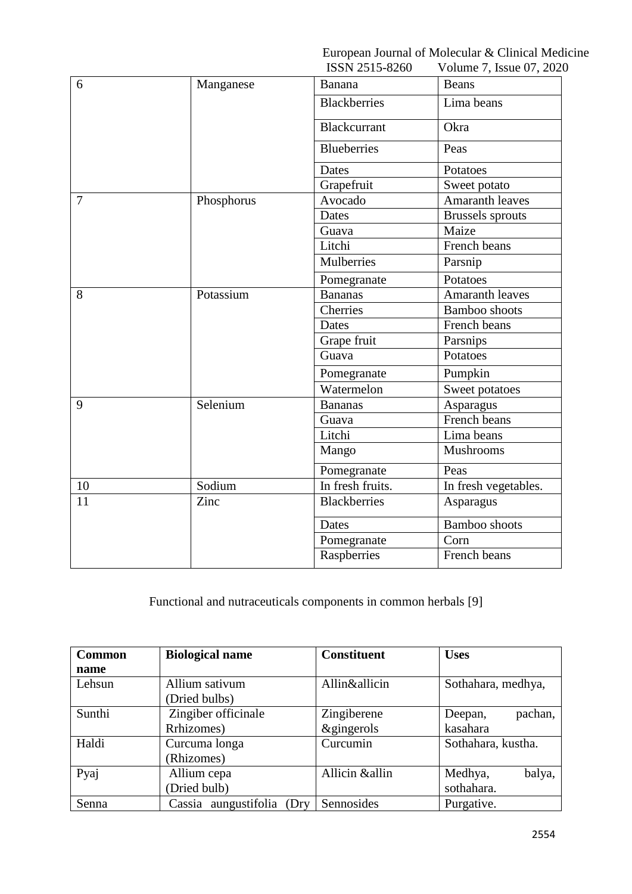| 6 | Manganese | Banana | Beans |
|---|---|---|---|
| | | Blackberries | Lima beans |
| | | Blackcurrant | Okra |
| | | Blueberries | Peas |
| | | Dates | Potatoes |
| | | Grapefruit | Sweet potato |
| 7 | Phosphorus | Avocado | Amaranth leaves |
| | | Dates | Brussels sprouts |
| | | Guava | Maize |
| | | Litchi | French beans |
| | | Mulberries | Parsnip |
| | | Pomegranate | Potatoes |
| 8 | Potassium | Bananas | Amaranth leaves |
| | | Cherries | Bamboo shoots |
| | | Dates | French beans |
| | | Grape fruit | Parsnips |
| | | Guava | Potatoes |
| | | Pomegranate | Pumpkin |
| | | Watermelon | Sweet potatoes |
| 9 | Selenium | Bananas | Asparagus |
| | | Guava | French beans |
| | | Litchi | Lima beans |
| | | Mango | Mushrooms |
| | | Pomegranate | Peas |
| 10 | Sodium | In fresh fruits. | In fresh vegetables. |
| 11 | Zinc | Blackberries | Asparagus |
| | | Dates | Bamboo shoots |
| | | Pomegranate | Corn |
| | | Raspberries | French beans |

Functional and nutraceuticals components in common herbals [9]

| Common name | Biological name | Constituent | Uses |
|---|---|---|---|
| Lehsun | Allium sativum (Dried bulbs) | Allin&allicin | Sothahara, medhya, |
| Sunthi | Zingiber officinale Rrhizomes) | Zingiberene &gingerols | Deepan, pachan, kasahara |
| Haldi | Curcuma longa (Rhizomes) | Curcumin | Sothahara, kustha. |
| Pyaj | Allium cepa (Dried bulb) | Allicin &allin | Medhya, balya, sothahara. |
| Senna | Cassia aungustifolia (Dry | Sennosides | Purgative. |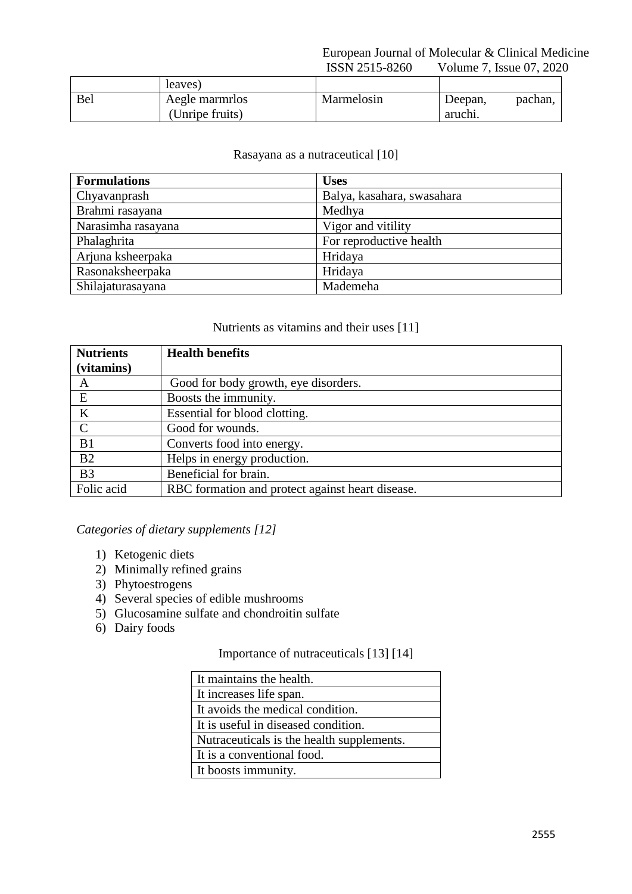| | leaves) | | |
|---|---|---|---|
| Bel | Aegle marmrlos (Unripe fruits) | Marmelosin | Deepan, pachan, aruchi. |

Rasayana as a nutraceutical [10]

| Formulations | Uses |
|---|---|
| Chyavanprash | Balya, kasahara, swasahara |
| Brahmi rasayana | Medhya |
| Narasimha rasayana | Vigor and vitility |
| Phalaghrita | For reproductive health |
| Arjuna ksheerpaka | Hridaya |
| Rasonaksheerpaka | Hridaya |
| Shilajaturasayana | Mademeha |

Nutrients as vitamins and their uses [11]

| Nutrients (vitamins) | Health benefits |
|---|---|
| A | Good for body growth, eye disorders. |
| E | Boosts the immunity. |
| K | Essential for blood clotting. |
| C | Good for wounds. |
| B1 | Converts food into energy. |
| B2 | Helps in energy production. |
| B3 | Beneficial for brain. |
| Folic acid | RBC formation and protect against heart disease. |

*Categories of dietary supplements [12]*

1) Ketogenic diets
2) Minimally refined grains
3) Phytoestrogens
4) Several species of edible mushrooms
5) Glucosamine sulfate and chondroitin sulfate
6) Dairy foods

Importance of nutraceuticals [13] [14]

| It maintains the health. |
|---|
| It increases life span. |
| It avoids the medical condition. |
| It is useful in diseased condition. |
| Nutraceuticals is the health supplements. |
| It is a conventional food. |
| It boosts immunity. |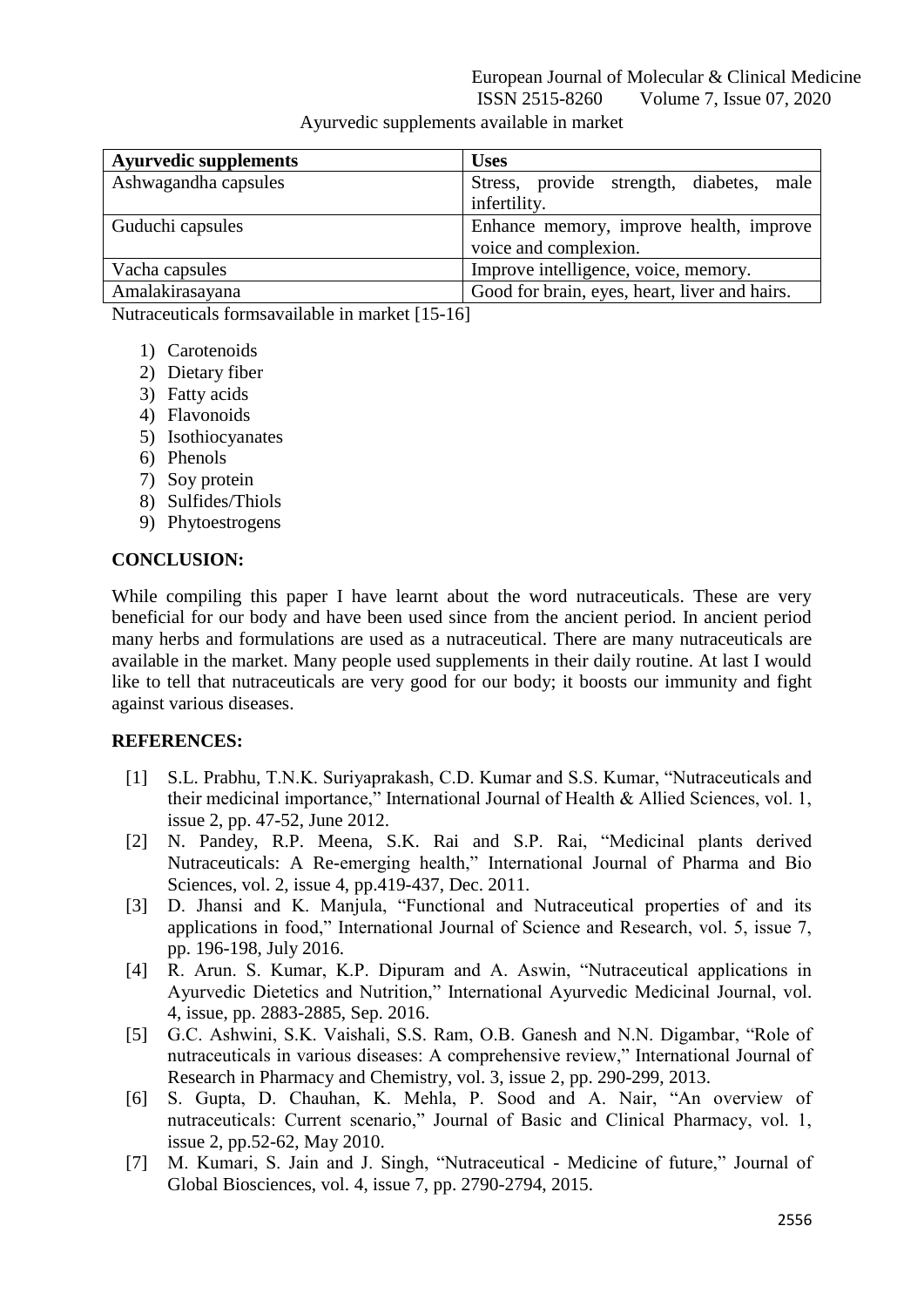Ayurvedic supplements available in market

| Ayurvedic supplements | Uses |
|---|---|
| Ashwagandha capsules | Stress, provide strength, diabetes, male infertility. |
| Guduchi capsules | Enhance memory, improve health, improve voice and complexion. |
| Vacha capsules | Improve intelligence, voice, memory. |
| Amalakirasayana | Good for brain, eyes, heart, liver and hairs. |

Nutraceuticals formsavailable in market [15-16]

1) Carotenoids
2) Dietary fiber
3) Fatty acids
4) Flavonoids
5) Isothiocyanates
6) Phenols
7) Soy protein
8) Sulfides/Thiols
9) Phytoestrogens

## CONCLUSION:

While compiling this paper I have learnt about the word nutraceuticals. These are very beneficial for our body and have been used since from the ancient period. In ancient period many herbs and formulations are used as a nutraceutical. There are many nutraceuticals are available in the market. Many people used supplements in their daily routine. At last I would like to tell that nutraceuticals are very good for our body; it boosts our immunity and fight against various diseases.

## REFERENCES:

[1] S.L. Prabhu, T.N.K. Suriyaprakash, C.D. Kumar and S.S. Kumar, "Nutraceuticals and their medicinal importance," International Journal of Health & Allied Sciences, vol. 1, issue 2, pp. 47-52, June 2012.

[2] N. Pandey, R.P. Meena, S.K. Rai and S.P. Rai, "Medicinal plants derived Nutraceuticals: A Re-emerging health," International Journal of Pharma and Bio Sciences, vol. 2, issue 4, pp.419-437, Dec. 2011.

[3] D. Jhansi and K. Manjula, "Functional and Nutraceutical properties of and its applications in food," International Journal of Science and Research, vol. 5, issue 7, pp. 196-198, July 2016.

[4] R. Arun. S. Kumar, K.P. Dipuram and A. Aswin, "Nutraceutical applications in Ayurvedic Dietetics and Nutrition," International Ayurvedic Medicinal Journal, vol. 4, issue, pp. 2883-2885, Sep. 2016.

[5] G.C. Ashwini, S.K. Vaishali, S.S. Ram, O.B. Ganesh and N.N. Digambar, "Role of nutraceuticals in various diseases: A comprehensive review," International Journal of Research in Pharmacy and Chemistry, vol. 3, issue 2, pp. 290-299, 2013.

[6] S. Gupta, D. Chauhan, K. Mehla, P. Sood and A. Nair, "An overview of nutraceuticals: Current scenario," Journal of Basic and Clinical Pharmacy, vol. 1, issue 2, pp.52-62, May 2010.

[7] M. Kumari, S. Jain and J. Singh, "Nutraceutical - Medicine of future," Journal of Global Biosciences, vol. 4, issue 7, pp. 2790-2794, 2015.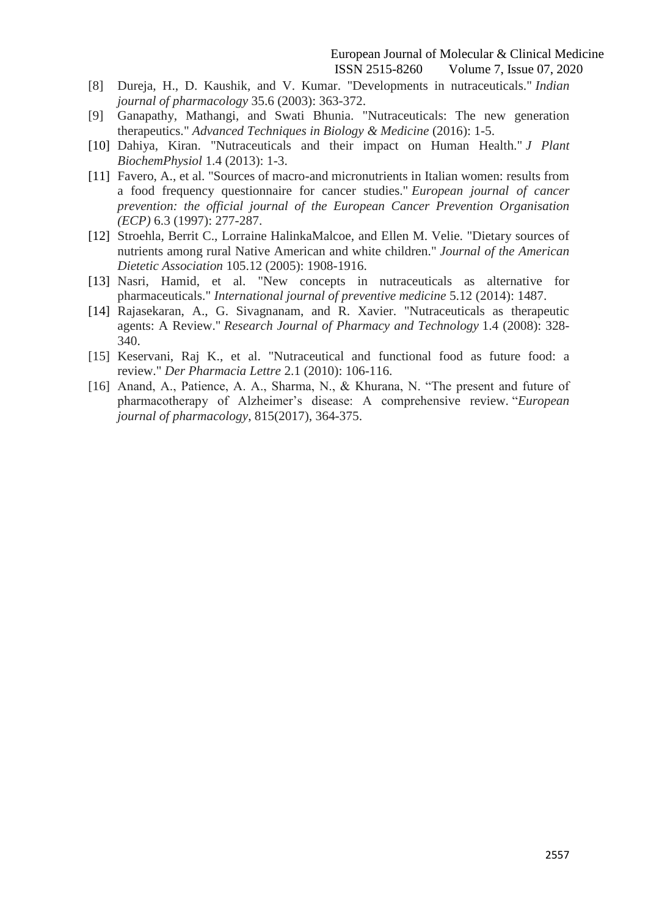[8] Dureja, H., D. Kaushik, and V. Kumar. "Developments in nutraceuticals." *Indian journal of pharmacology* 35.6 (2003): 363-372.

[9] Ganapathy, Mathangi, and Swati Bhunia. "Nutraceuticals: The new generation therapeutics." *Advanced Techniques in Biology & Medicine* (2016): 1-5.

[10] Dahiya, Kiran. "Nutraceuticals and their impact on Human Health." *J Plant BiochemPhysiol* 1.4 (2013): 1-3.

[11] Favero, A., et al. "Sources of macro-and micronutrients in Italian women: results from a food frequency questionnaire for cancer studies." *European journal of cancer prevention: the official journal of the European Cancer Prevention Organisation (ECP)* 6.3 (1997): 277-287.

[12] Stroehla, Berrit C., Lorraine HalinkaMalcoe, and Ellen M. Velie. "Dietary sources of nutrients among rural Native American and white children." *Journal of the American Dietetic Association* 105.12 (2005): 1908-1916.

[13] Nasri, Hamid, et al. "New concepts in nutraceuticals as alternative for pharmaceuticals." *International journal of preventive medicine* 5.12 (2014): 1487.

[14] Rajasekaran, A., G. Sivagnanam, and R. Xavier. "Nutraceuticals as therapeutic agents: A Review." *Research Journal of Pharmacy and Technology* 1.4 (2008): 328-340.

[15] Keservani, Raj K., et al. "Nutraceutical and functional food as future food: a review." *Der Pharmacia Lettre* 2.1 (2010): 106-116.

[16] Anand, A., Patience, A. A., Sharma, N., & Khurana, N. "The present and future of pharmacotherapy of Alzheimer's disease: A comprehensive review. "*European journal of pharmacology*, 815(2017), 364-375.